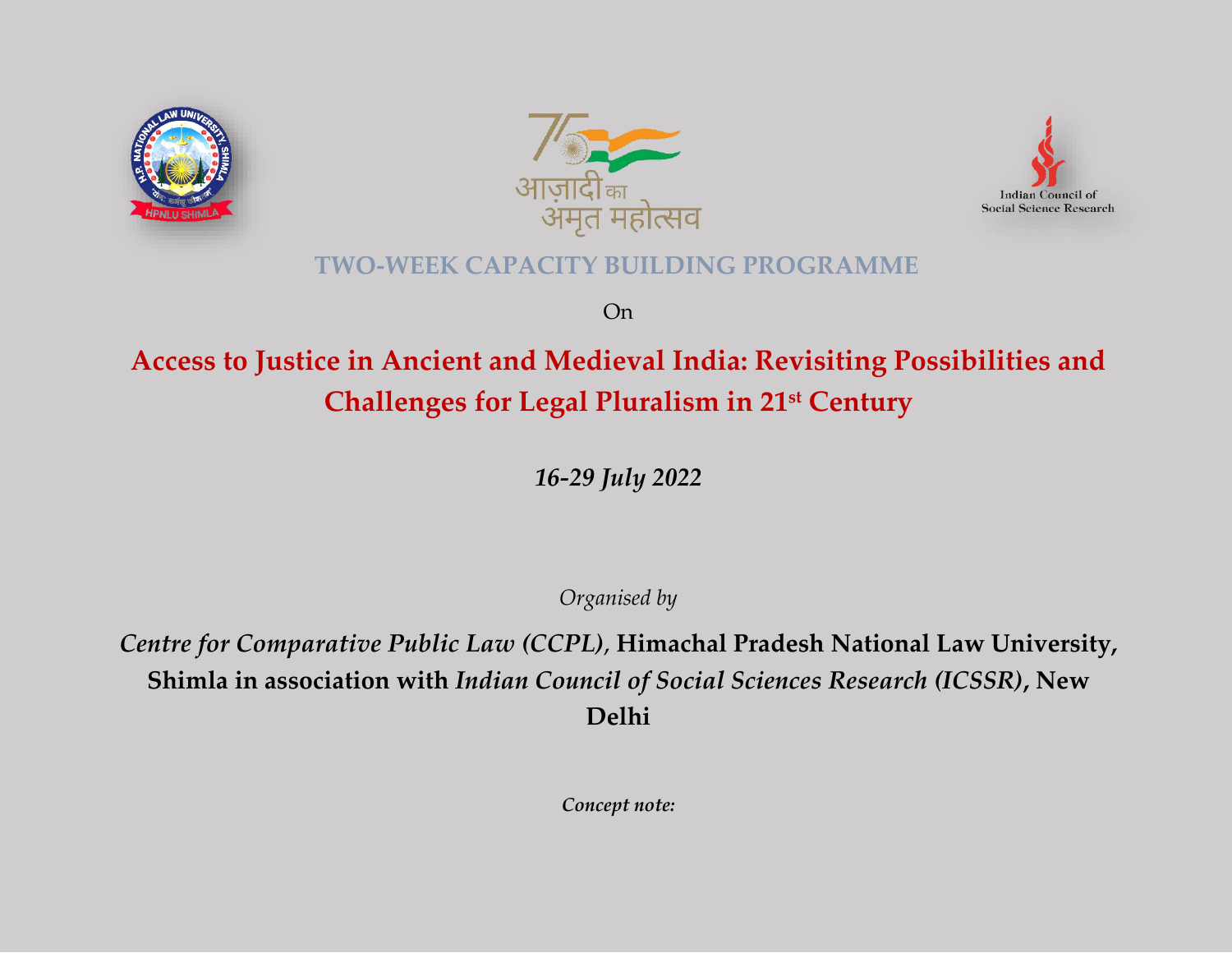## TWO-WEEK CAPACITY BUILDING PROGRAMME

On

# Access to Justice in Ancient and Medieval India: Revisiting Possibilities and Challenges for Legal Pluralism in 21st Century

*16-29 July 2022*

*Organised by*

***Centre for Comparative Public Law (CCPL),* Himachal Pradesh National Law University, Shimla in association with *Indian Council of Social Sciences Research (ICSSR)*, New Delhi**

***Concept note:***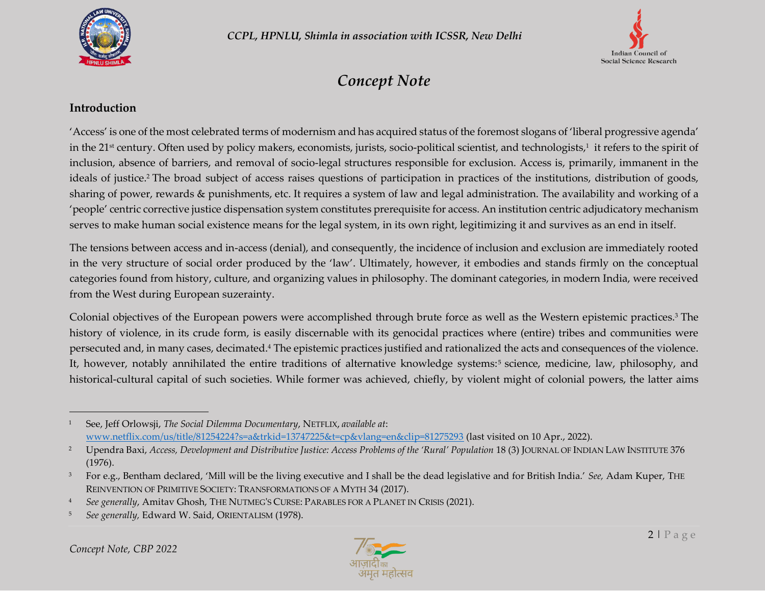# Concept Note

## Introduction

'Access' is one of the most celebrated terms of modernism and has acquired status of the foremost slogans of 'liberal progressive agenda' in the 21st century. Often used by policy makers, economists, jurists, socio-political scientist, and technologists,[1] it refers to the spirit of inclusion, absence of barriers, and removal of socio-legal structures responsible for exclusion. Access is, primarily, immanent in the ideals of justice.[2] The broad subject of access raises questions of participation in practices of the institutions, distribution of goods, sharing of power, rewards & punishments, etc. It requires a system of law and legal administration. The availability and working of a 'people' centric corrective justice dispensation system constitutes prerequisite for access. An institution centric adjudicatory mechanism serves to make human social existence means for the legal system, in its own right, legitimizing it and survives as an end in itself.

The tensions between access and in-access (denial), and consequently, the incidence of inclusion and exclusion are immediately rooted in the very structure of social order produced by the 'law'. Ultimately, however, it embodies and stands firmly on the conceptual categories found from history, culture, and organizing values in philosophy. The dominant categories, in modern India, were received from the West during European suzerainty.

Colonial objectives of the European powers were accomplished through brute force as well as the Western epistemic practices.[3] The history of violence, in its crude form, is easily discernable with its genocidal practices where (entire) tribes and communities were persecuted and, in many cases, decimated.[4] The epistemic practices justified and rationalized the acts and consequences of the violence. It, however, notably annihilated the entire traditions of alternative knowledge systems:[5] science, medicine, law, philosophy, and historical-cultural capital of such societies. While former was achieved, chiefly, by violent might of colonial powers, the latter aims

---

1 See, Jeff Orlowsji, *The Social Dilemma Documentary*, NETFLIX, *available at*: [www.netflix.com/us/title/81254224?s=a&trkid=13747225&t=cp&vlang=en&clip=81275293](www.netflix.com/us/title/81254224?s=a&trkid=13747225&t=cp&vlang=en&clip=81275293) (last visited on 10 Apr., 2022).

2 Upendra Baxi, *Access, Development and Distributive Justice: Access Problems of the 'Rural' Population* 18 (3) JOURNAL OF INDIAN LAW INSTITUTE 376 (1976).

3 For e.g., Bentham declared, 'Mill will be the living executive and I shall be the dead legislative and for British India.' *See,* Adam Kuper, THE REINVENTION OF PRIMITIVE SOCIETY: TRANSFORMATIONS OF A MYTH 34 (2017).

4 *See generally*, Amitav Ghosh, THE NUTMEG'S CURSE: PARABLES FOR A PLANET IN CRISIS (2021).

5 *See generally,* Edward W. Said, ORIENTALISM (1978).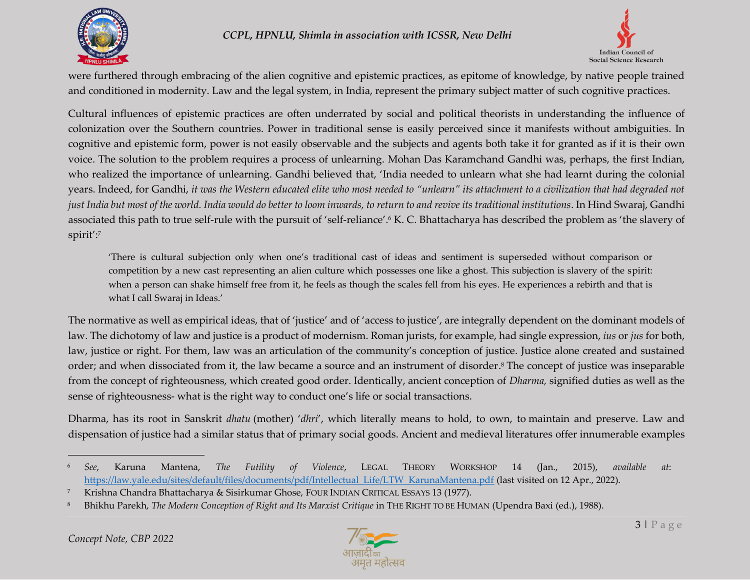were furthered through embracing of the alien cognitive and epistemic practices, as epitome of knowledge, by native people trained and conditioned in modernity. Law and the legal system, in India, represent the primary subject matter of such cognitive practices.

Cultural influences of epistemic practices are often underrated by social and political theorists in understanding the influence of colonization over the Southern countries. Power in traditional sense is easily perceived since it manifests without ambiguities. In cognitive and epistemic form, power is not easily observable and the subjects and agents both take it for granted as if it is their own voice. The solution to the problem requires a process of unlearning. Mohan Das Karamchand Gandhi was, perhaps, the first Indian, who realized the importance of unlearning. Gandhi believed that, 'India needed to unlearn what she had learnt during the colonial years. Indeed, for Gandhi, *it was the Western educated elite who most needed to "unlearn" its attachment to a civilization that had degraded not just India but most of the world. India would do better to loom inwards, to return to and revive its traditional institutions*. In Hind Swaraj, Gandhi associated this path to true self-rule with the pursuit of 'self-reliance'.[6] K. C. Bhattacharya has described the problem as 'the slavery of spirit':[7]

> 'There is cultural subjection only when one's traditional cast of ideas and sentiment is superseded without comparison or competition by a new cast representing an alien culture which possesses one like a ghost. This subjection is slavery of the spirit: when a person can shake himself free from it, he feels as though the scales fell from his eyes. He experiences a rebirth and that is what I call Swaraj in Ideas.'

The normative as well as empirical ideas, that of 'justice' and of 'access to justice', are integrally dependent on the dominant models of law. The dichotomy of law and justice is a product of modernism. Roman jurists, for example, had single expression, *ius* or *jus* for both, law, justice or right. For them, law was an articulation of the community's conception of justice. Justice alone created and sustained order; and when dissociated from it, the law became a source and an instrument of disorder.[8] The concept of justice was inseparable from the concept of righteousness, which created good order. Identically, ancient conception of *Dharma,* signified duties as well as the sense of righteousness- what is the right way to conduct one's life or social transactions.

Dharma, has its root in Sanskrit *dhatu* (mother) '*dhri*', which literally means to hold, to own, to maintain and preserve. Law and dispensation of justice had a similar status that of primary social goods. Ancient and medieval literatures offer innumerable examples

---

[6] *See,* Karuna Mantena, *The Futility of Violence*, LEGAL THEORY WORKSHOP 14 (Jan., 2015), *available at*: https://law.yale.edu/sites/default/files/documents/pdf/Intellectual_Life/LTW_KarunaMantena.pdf (last visited on 12 Apr., 2022).

[7] Krishna Chandra Bhattacharya & Sisirkumar Ghose, FOUR INDIAN CRITICAL ESSAYS 13 (1977).

[8] Bhikhu Parekh, *The Modern Conception of Right and Its Marxist Critique* in THE RIGHT TO BE HUMAN (Upendra Baxi (ed.), 1988).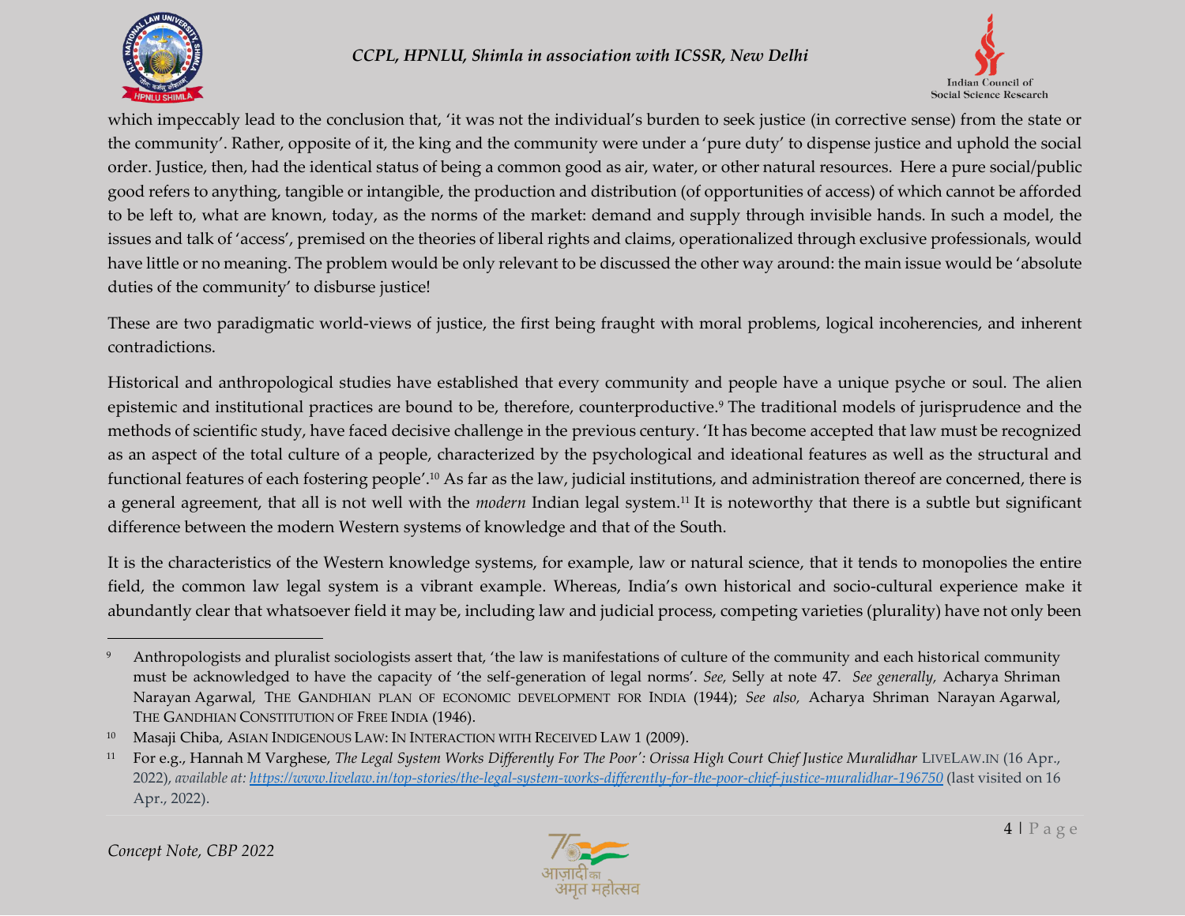which impeccably lead to the conclusion that, 'it was not the individual's burden to seek justice (in corrective sense) from the state or the community'. Rather, opposite of it, the king and the community were under a 'pure duty' to dispense justice and uphold the social order. Justice, then, had the identical status of being a common good as air, water, or other natural resources. Here a pure social/public good refers to anything, tangible or intangible, the production and distribution (of opportunities of access) of which cannot be afforded to be left to, what are known, today, as the norms of the market: demand and supply through invisible hands. In such a model, the issues and talk of 'access', premised on the theories of liberal rights and claims, operationalized through exclusive professionals, would have little or no meaning. The problem would be only relevant to be discussed the other way around: the main issue would be 'absolute duties of the community' to disburse justice!

These are two paradigmatic world-views of justice, the first being fraught with moral problems, logical incoherencies, and inherent contradictions.

Historical and anthropological studies have established that every community and people have a unique psyche or soul. The alien epistemic and institutional practices are bound to be, therefore, counterproductive.[9] The traditional models of jurisprudence and the methods of scientific study, have faced decisive challenge in the previous century. 'It has become accepted that law must be recognized as an aspect of the total culture of a people, characterized by the psychological and ideational features as well as the structural and functional features of each fostering people'.[10] As far as the law, judicial institutions, and administration thereof are concerned, there is a general agreement, that all is not well with the *modern* Indian legal system.[11] It is noteworthy that there is a subtle but significant difference between the modern Western systems of knowledge and that of the South.

It is the characteristics of the Western knowledge systems, for example, law or natural science, that it tends to monopolies the entire field, the common law legal system is a vibrant example. Whereas, India's own historical and socio-cultural experience make it abundantly clear that whatsoever field it may be, including law and judicial process, competing varieties (plurality) have not only been

---

[9] Anthropologists and pluralist sociologists assert that, 'the law is manifestations of culture of the community and each historical community must be acknowledged to have the capacity of 'the self-generation of legal norms'. *See,* Selly at note 47. *See generally,* Acharya Shriman Narayan Agarwal, THE GANDHIAN PLAN OF ECONOMIC DEVELOPMENT FOR INDIA (1944); *See also,* Acharya Shriman Narayan Agarwal, THE GANDHIAN CONSTITUTION OF FREE INDIA (1946).

[10] Masaji Chiba, ASIAN INDIGENOUS LAW: IN INTERACTION WITH RECEIVED LAW 1 (2009).

[11] For e.g., Hannah M Varghese, *The Legal System Works Differently For The Poor': Orissa High Court Chief Justice Muralidhar* LIVELAW.IN (16 Apr., 2022), *available at:* https://www.livelaw.in/top-stories/the-legal-system-works-differently-for-the-poor-chief-justice-muralidhar-196750 (last visited on 16 Apr., 2022).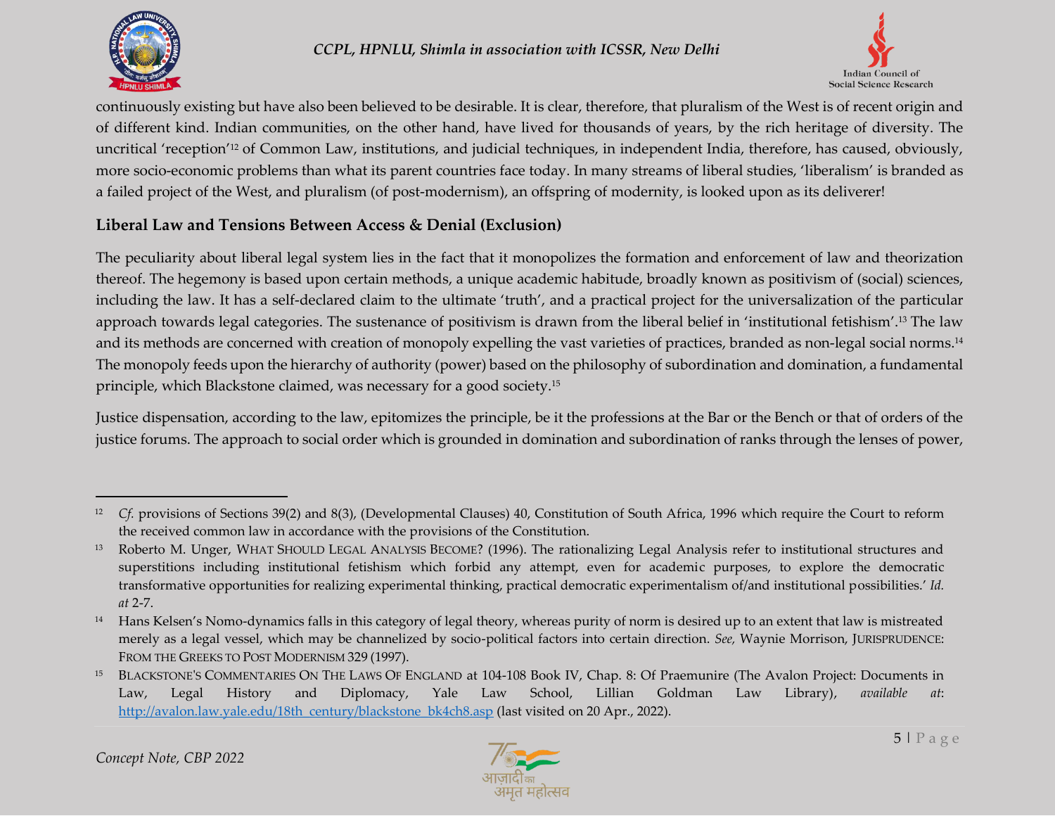continuously existing but have also been believed to be desirable. It is clear, therefore, that pluralism of the West is of recent origin and of different kind. Indian communities, on the other hand, have lived for thousands of years, by the rich heritage of diversity. The uncritical 'reception'[12] of Common Law, institutions, and judicial techniques, in independent India, therefore, has caused, obviously, more socio-economic problems than what its parent countries face today. In many streams of liberal studies, 'liberalism' is branded as a failed project of the West, and pluralism (of post-modernism), an offspring of modernity, is looked upon as its deliverer!

## Liberal Law and Tensions Between Access & Denial (Exclusion)

The peculiarity about liberal legal system lies in the fact that it monopolizes the formation and enforcement of law and theorization thereof. The hegemony is based upon certain methods, a unique academic habitude, broadly known as positivism of (social) sciences, including the law. It has a self-declared claim to the ultimate 'truth', and a practical project for the universalization of the particular approach towards legal categories. The sustenance of positivism is drawn from the liberal belief in 'institutional fetishism'.[13] The law and its methods are concerned with creation of monopoly expelling the vast varieties of practices, branded as non-legal social norms.[14] The monopoly feeds upon the hierarchy of authority (power) based on the philosophy of subordination and domination, a fundamental principle, which Blackstone claimed, was necessary for a good society.[15]

Justice dispensation, according to the law, epitomizes the principle, be it the professions at the Bar or the Bench or that of orders of the justice forums. The approach to social order which is grounded in domination and subordination of ranks through the lenses of power,

---

[12] *Cf.* provisions of Sections 39(2) and 8(3), (Developmental Clauses) 40, Constitution of South Africa, 1996 which require the Court to reform the received common law in accordance with the provisions of the Constitution.

[13] Roberto M. Unger, WHAT SHOULD LEGAL ANALYSIS BECOME? (1996). The rationalizing Legal Analysis refer to institutional structures and superstitions including institutional fetishism which forbid any attempt, even for academic purposes, to explore the democratic transformative opportunities for realizing experimental thinking, practical democratic experimentalism of/and institutional possibilities.' *Id. at* 2-7.

[14] Hans Kelsen's Nomo-dynamics falls in this category of legal theory, whereas purity of norm is desired up to an extent that law is mistreated merely as a legal vessel, which may be channelized by socio-political factors into certain direction. *See,* Waynie Morrison, JURISPRUDENCE: FROM THE GREEKS TO POST MODERNISM 329 (1997).

[15] BLACKSTONE'S COMMENTARIES ON THE LAWS OF ENGLAND at 104-108 Book IV, Chap. 8: Of Praemunire (The Avalon Project: Documents in Law, Legal History and Diplomacy, Yale Law School, Lillian Goldman Law Library), *available at*: http://avalon.law.yale.edu/18th_century/blackstone_bk4ch8.asp (last visited on 20 Apr., 2022).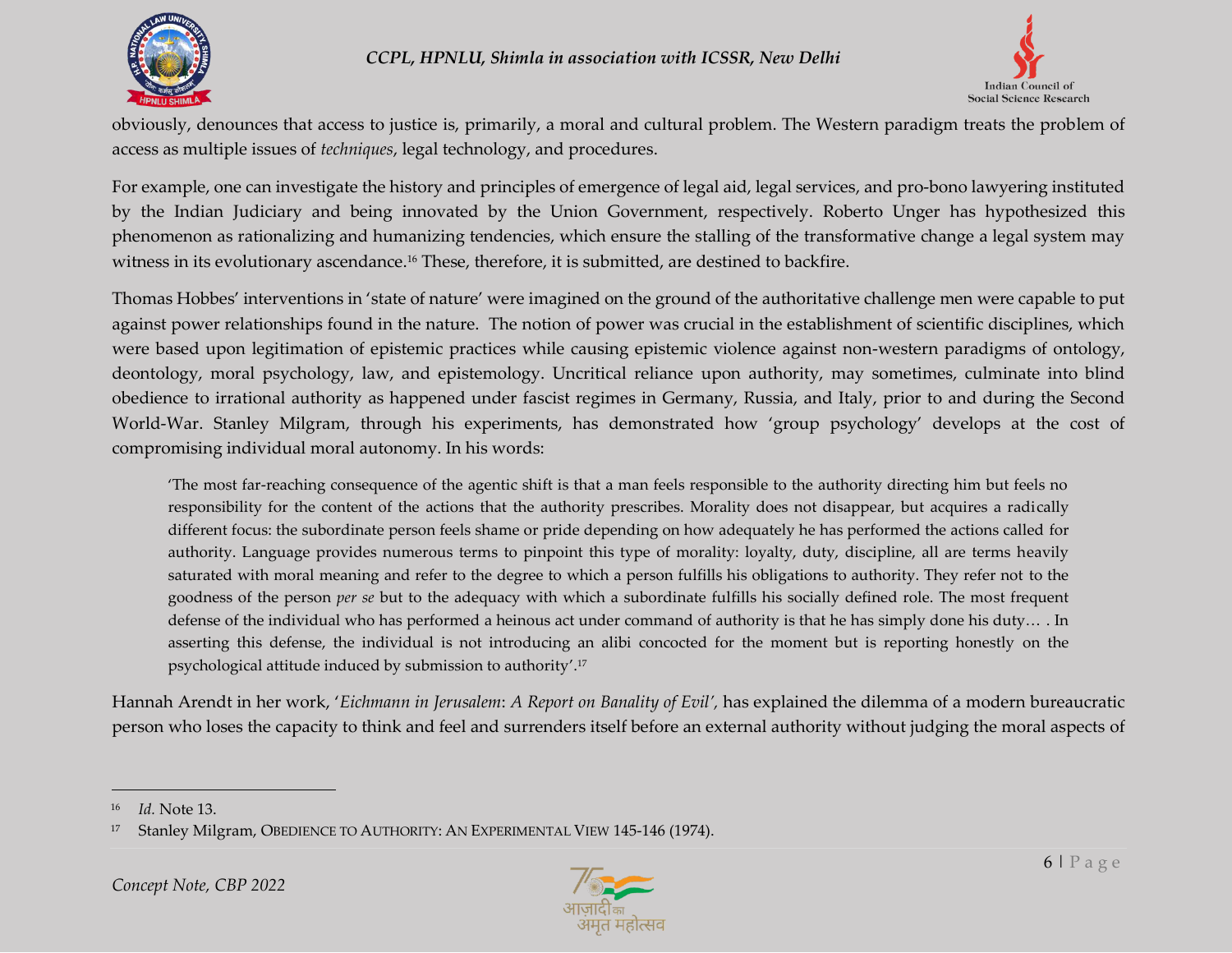obviously, denounces that access to justice is, primarily, a moral and cultural problem. The Western paradigm treats the problem of access as multiple issues of *techniques*, legal technology, and procedures.

For example, one can investigate the history and principles of emergence of legal aid, legal services, and pro-bono lawyering instituted by the Indian Judiciary and being innovated by the Union Government, respectively. Roberto Unger has hypothesized this phenomenon as rationalizing and humanizing tendencies, which ensure the stalling of the transformative change a legal system may witness in its evolutionary ascendance.[16] These, therefore, it is submitted, are destined to backfire.

Thomas Hobbes' interventions in 'state of nature' were imagined on the ground of the authoritative challenge men were capable to put against power relationships found in the nature. The notion of power was crucial in the establishment of scientific disciplines, which were based upon legitimation of epistemic practices while causing epistemic violence against non-western paradigms of ontology, deontology, moral psychology, law, and epistemology. Uncritical reliance upon authority, may sometimes, culminate into blind obedience to irrational authority as happened under fascist regimes in Germany, Russia, and Italy, prior to and during the Second World-War. Stanley Milgram, through his experiments, has demonstrated how 'group psychology' develops at the cost of compromising individual moral autonomy. In his words:

> 'The most far-reaching consequence of the agentic shift is that a man feels responsible to the authority directing him but feels no responsibility for the content of the actions that the authority prescribes. Morality does not disappear, but acquires a radically different focus: the subordinate person feels shame or pride depending on how adequately he has performed the actions called for authority. Language provides numerous terms to pinpoint this type of morality: loyalty, duty, discipline, all are terms heavily saturated with moral meaning and refer to the degree to which a person fulfills his obligations to authority. They refer not to the goodness of the person *per se* but to the adequacy with which a subordinate fulfills his socially defined role. The most frequent defense of the individual who has performed a heinous act under command of authority is that he has simply done his duty… . In asserting this defense, the individual is not introducing an alibi concocted for the moment but is reporting honestly on the psychological attitude induced by submission to authority'.[17]

Hannah Arendt in her work, '*Eichmann in Jerusalem*: *A Report on Banality of Evil*', has explained the dilemma of a modern bureaucratic person who loses the capacity to think and feel and surrenders itself before an external authority without judging the moral aspects of

---

[16] *Id.* Note 13.

[17] Stanley Milgram, OBEDIENCE TO AUTHORITY: AN EXPERIMENTAL VIEW 145-146 (1974).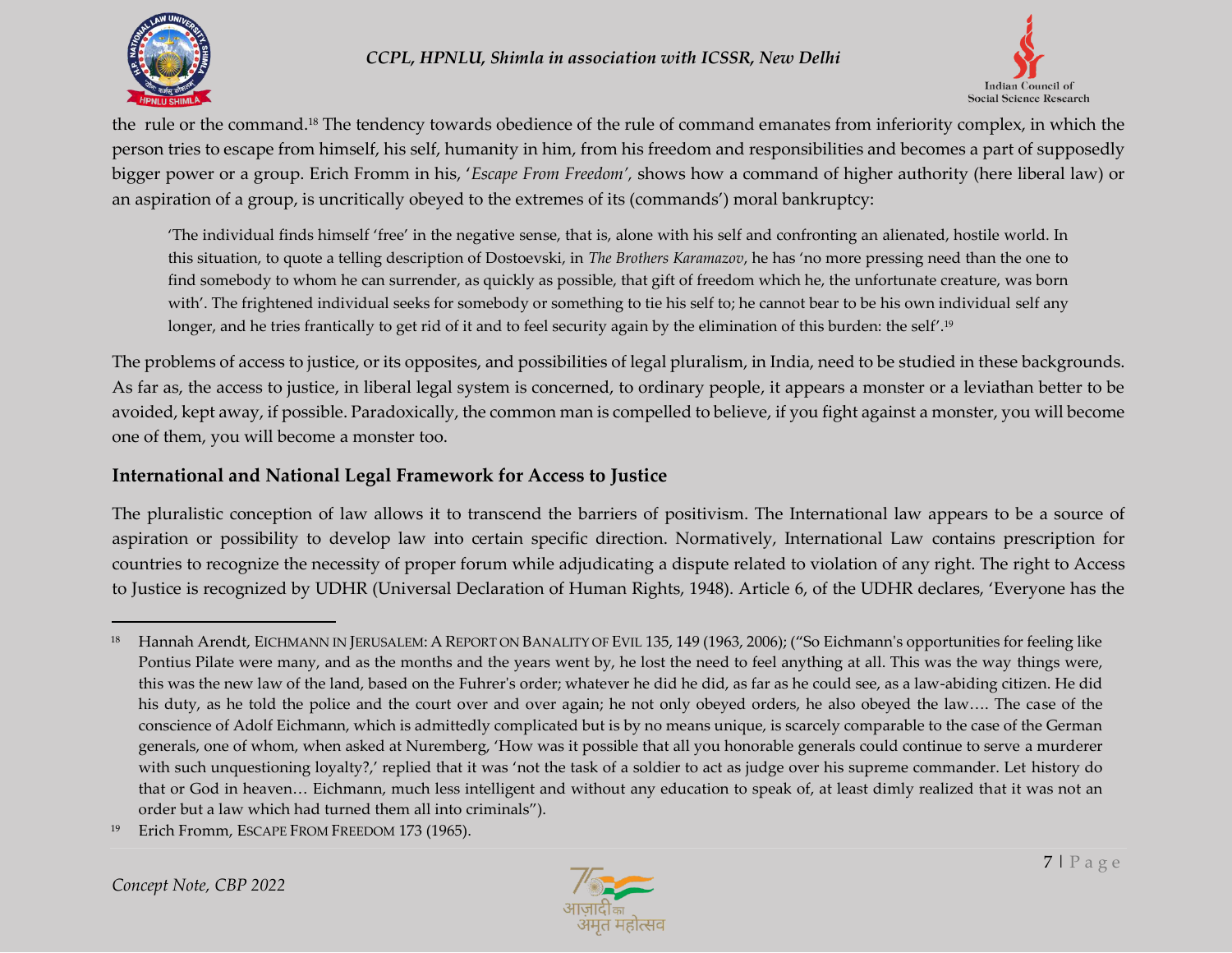the rule or the command.[18] The tendency towards obedience of the rule of command emanates from inferiority complex, in which the person tries to escape from himself, his self, humanity in him, from his freedom and responsibilities and becomes a part of supposedly bigger power or a group. Erich Fromm in his, '*Escape From Freedom*', shows how a command of higher authority (here liberal law) or an aspiration of a group, is uncritically obeyed to the extremes of its (commands') moral bankruptcy:

> 'The individual finds himself 'free' in the negative sense, that is, alone with his self and confronting an alienated, hostile world. In this situation, to quote a telling description of Dostoevski, in *The Brothers Karamazov*, he has 'no more pressing need than the one to find somebody to whom he can surrender, as quickly as possible, that gift of freedom which he, the unfortunate creature, was born with'. The frightened individual seeks for somebody or something to tie his self to; he cannot bear to be his own individual self any longer, and he tries frantically to get rid of it and to feel security again by the elimination of this burden: the self'.[19]

The problems of access to justice, or its opposites, and possibilities of legal pluralism, in India, need to be studied in these backgrounds. As far as, the access to justice, in liberal legal system is concerned, to ordinary people, it appears a monster or a leviathan better to be avoided, kept away, if possible. Paradoxically, the common man is compelled to believe, if you fight against a monster, you will become one of them, you will become a monster too.

### International and National Legal Framework for Access to Justice

The pluralistic conception of law allows it to transcend the barriers of positivism. The International law appears to be a source of aspiration or possibility to develop law into certain specific direction. Normatively, International Law contains prescription for countries to recognize the necessity of proper forum while adjudicating a dispute related to violation of any right. The right to Access to Justice is recognized by UDHR (Universal Declaration of Human Rights, 1948). Article 6, of the UDHR declares, 'Everyone has the

---

[18] Hannah Arendt, EICHMANN IN JERUSALEM: A REPORT ON BANALITY OF EVIL 135, 149 (1963, 2006); ("So Eichmann's opportunities for feeling like Pontius Pilate were many, and as the months and the years went by, he lost the need to feel anything at all. This was the way things were, this was the new law of the land, based on the Fuhrer's order; whatever he did he did, as far as he could see, as a law-abiding citizen. He did his duty, as he told the police and the court over and over again; he not only obeyed orders, he also obeyed the law…. The case of the conscience of Adolf Eichmann, which is admittedly complicated but is by no means unique, is scarcely comparable to the case of the German generals, one of whom, when asked at Nuremberg, 'How was it possible that all you honorable generals could continue to serve a murderer with such unquestioning loyalty?,' replied that it was 'not the task of a soldier to act as judge over his supreme commander. Let history do that or God in heaven… Eichmann, much less intelligent and without any education to speak of, at least dimly realized that it was not an order but a law which had turned them all into criminals").

[19] Erich Fromm, ESCAPE FROM FREEDOM 173 (1965).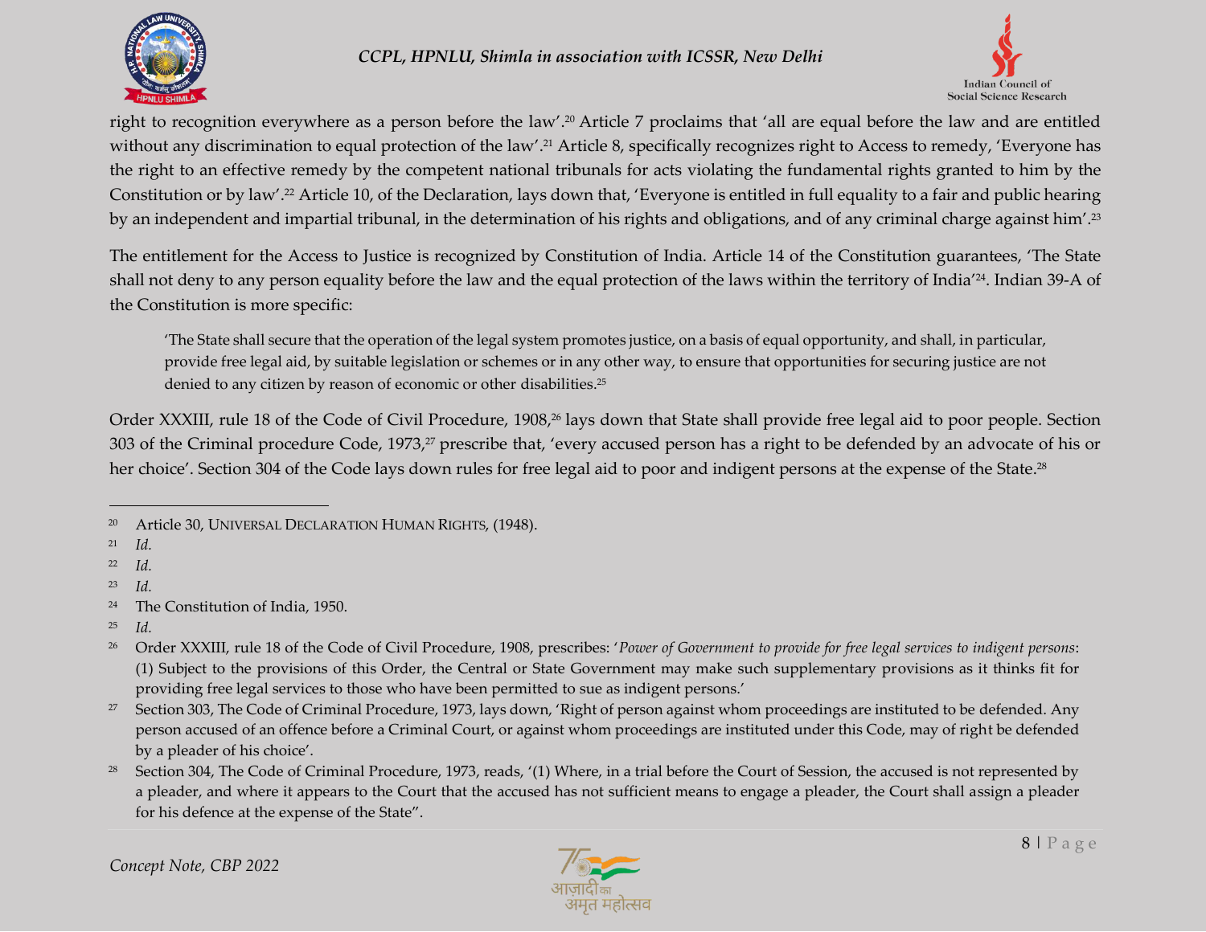right to recognition everywhere as a person before the law'.[20] Article 7 proclaims that 'all are equal before the law and are entitled without any discrimination to equal protection of the law'.[21] Article 8, specifically recognizes right to Access to remedy, 'Everyone has the right to an effective remedy by the competent national tribunals for acts violating the fundamental rights granted to him by the Constitution or by law'.[22] Article 10, of the Declaration, lays down that, 'Everyone is entitled in full equality to a fair and public hearing by an independent and impartial tribunal, in the determination of his rights and obligations, and of any criminal charge against him'.[23]

The entitlement for the Access to Justice is recognized by Constitution of India. Article 14 of the Constitution guarantees, 'The State shall not deny to any person equality before the law and the equal protection of the laws within the territory of India'[24]. Indian 39-A of the Constitution is more specific:

> 'The State shall secure that the operation of the legal system promotes justice, on a basis of equal opportunity, and shall, in particular, provide free legal aid, by suitable legislation or schemes or in any other way, to ensure that opportunities for securing justice are not denied to any citizen by reason of economic or other disabilities.[25]

Order XXXIII, rule 18 of the Code of Civil Procedure, 1908,[26] lays down that State shall provide free legal aid to poor people. Section 303 of the Criminal procedure Code, 1973,[27] prescribe that, 'every accused person has a right to be defended by an advocate of his or her choice'. Section 304 of the Code lays down rules for free legal aid to poor and indigent persons at the expense of the State.[28]

---

[20] Article 30, UNIVERSAL DECLARATION HUMAN RIGHTS, (1948).

[21] *Id.*

[22] *Id.*

[23] *Id.*

[24] The Constitution of India, 1950.

[25] *Id.*

[26] Order XXXIII, rule 18 of the Code of Civil Procedure, 1908, prescribes: '*Power of Government to provide for free legal services to indigent persons*: (1) Subject to the provisions of this Order, the Central or State Government may make such supplementary provisions as it thinks fit for providing free legal services to those who have been permitted to sue as indigent persons.'

[27] Section 303, The Code of Criminal Procedure, 1973, lays down, 'Right of person against whom proceedings are instituted to be defended. Any person accused of an offence before a Criminal Court, or against whom proceedings are instituted under this Code, may of right be defended by a pleader of his choice'.

[28] Section 304, The Code of Criminal Procedure, 1973, reads, '(1) Where, in a trial before the Court of Session, the accused is not represented by a pleader, and where it appears to the Court that the accused has not sufficient means to engage a pleader, the Court shall assign a pleader for his defence at the expense of the State".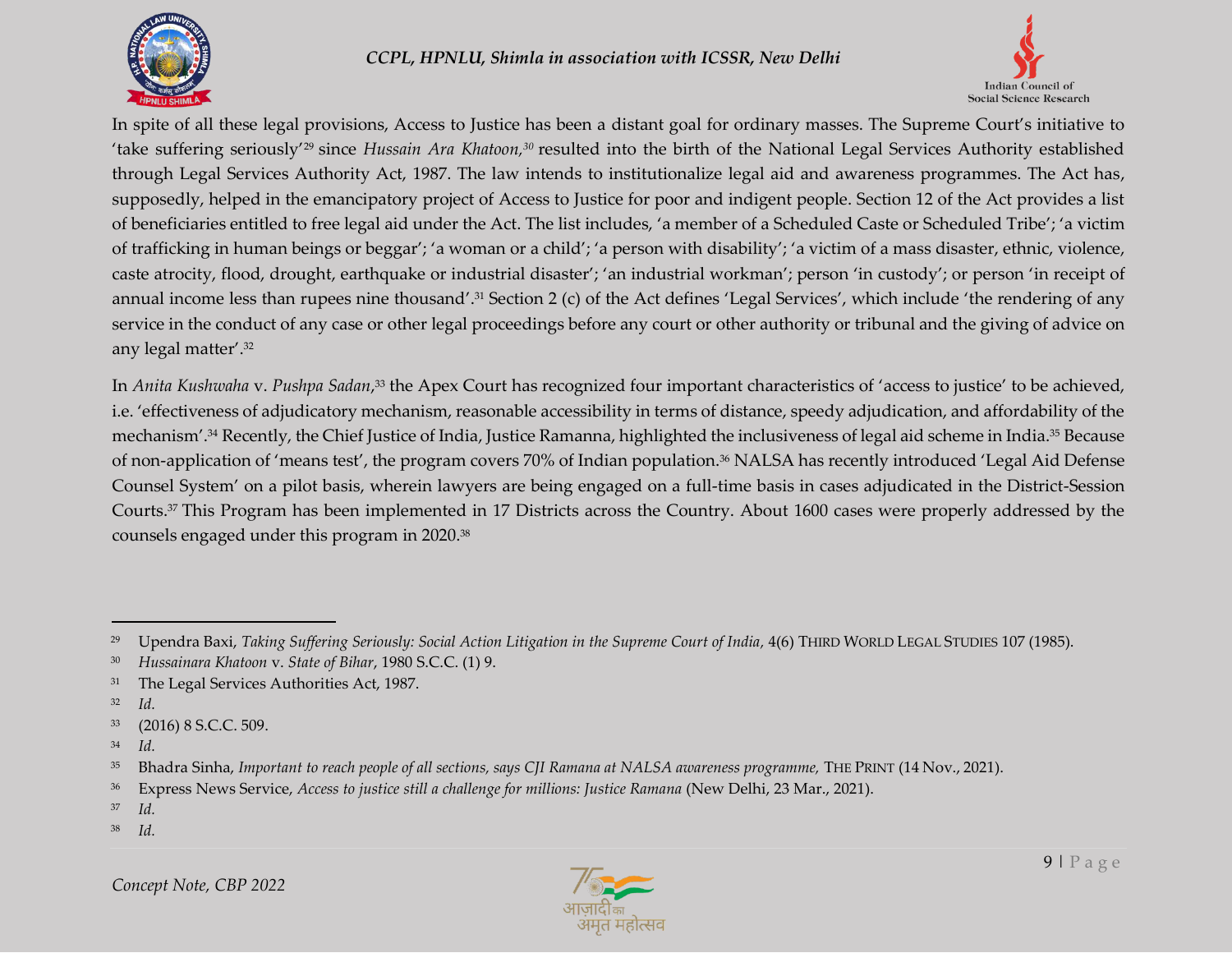In spite of all these legal provisions, Access to Justice has been a distant goal for ordinary masses. The Supreme Court's initiative to 'take suffering seriously'[29] since *Hussain Ara Khatoon,*[30] resulted into the birth of the National Legal Services Authority established through Legal Services Authority Act, 1987. The law intends to institutionalize legal aid and awareness programmes. The Act has, supposedly, helped in the emancipatory project of Access to Justice for poor and indigent people. Section 12 of the Act provides a list of beneficiaries entitled to free legal aid under the Act. The list includes, 'a member of a Scheduled Caste or Scheduled Tribe'; 'a victim of trafficking in human beings or beggar'; 'a woman or a child'; 'a person with disability'; 'a victim of a mass disaster, ethnic, violence, caste atrocity, flood, drought, earthquake or industrial disaster'; 'an industrial workman'; person 'in custody'; or person 'in receipt of annual income less than rupees nine thousand'.[31] Section 2 (c) of the Act defines 'Legal Services', which include 'the rendering of any service in the conduct of any case or other legal proceedings before any court or other authority or tribunal and the giving of advice on any legal matter'.[32]

In *Anita Kushwaha* v. *Pushpa Sadan*,[33] the Apex Court has recognized four important characteristics of 'access to justice' to be achieved, i.e. 'effectiveness of adjudicatory mechanism, reasonable accessibility in terms of distance, speedy adjudication, and affordability of the mechanism'.[34] Recently, the Chief Justice of India, Justice Ramanna, highlighted the inclusiveness of legal aid scheme in India.[35] Because of non-application of 'means test', the program covers 70% of Indian population.[36] NALSA has recently introduced 'Legal Aid Defense Counsel System' on a pilot basis, wherein lawyers are being engaged on a full-time basis in cases adjudicated in the District-Session Courts.[37] This Program has been implemented in 17 Districts across the Country. About 1600 cases were properly addressed by the counsels engaged under this program in 2020.[38]

---

[29] Upendra Baxi, *Taking Suffering Seriously: Social Action Litigation in the Supreme Court of India*, 4(6) THIRD WORLD LEGAL STUDIES 107 (1985).

[30] *Hussainara Khatoon* v. *State of Bihar*, 1980 S.C.C. (1) 9.

[31] The Legal Services Authorities Act, 1987.

[32] *Id.*

[33] (2016) 8 S.C.C. 509.

[34] *Id.*

[35] Bhadra Sinha, *Important to reach people of all sections, says CJI Ramana at NALSA awareness programme,* THE PRINT (14 Nov., 2021).

[36] Express News Service, *Access to justice still a challenge for millions: Justice Ramana* (New Delhi, 23 Mar., 2021).

[37] *Id.*

[38] *Id.*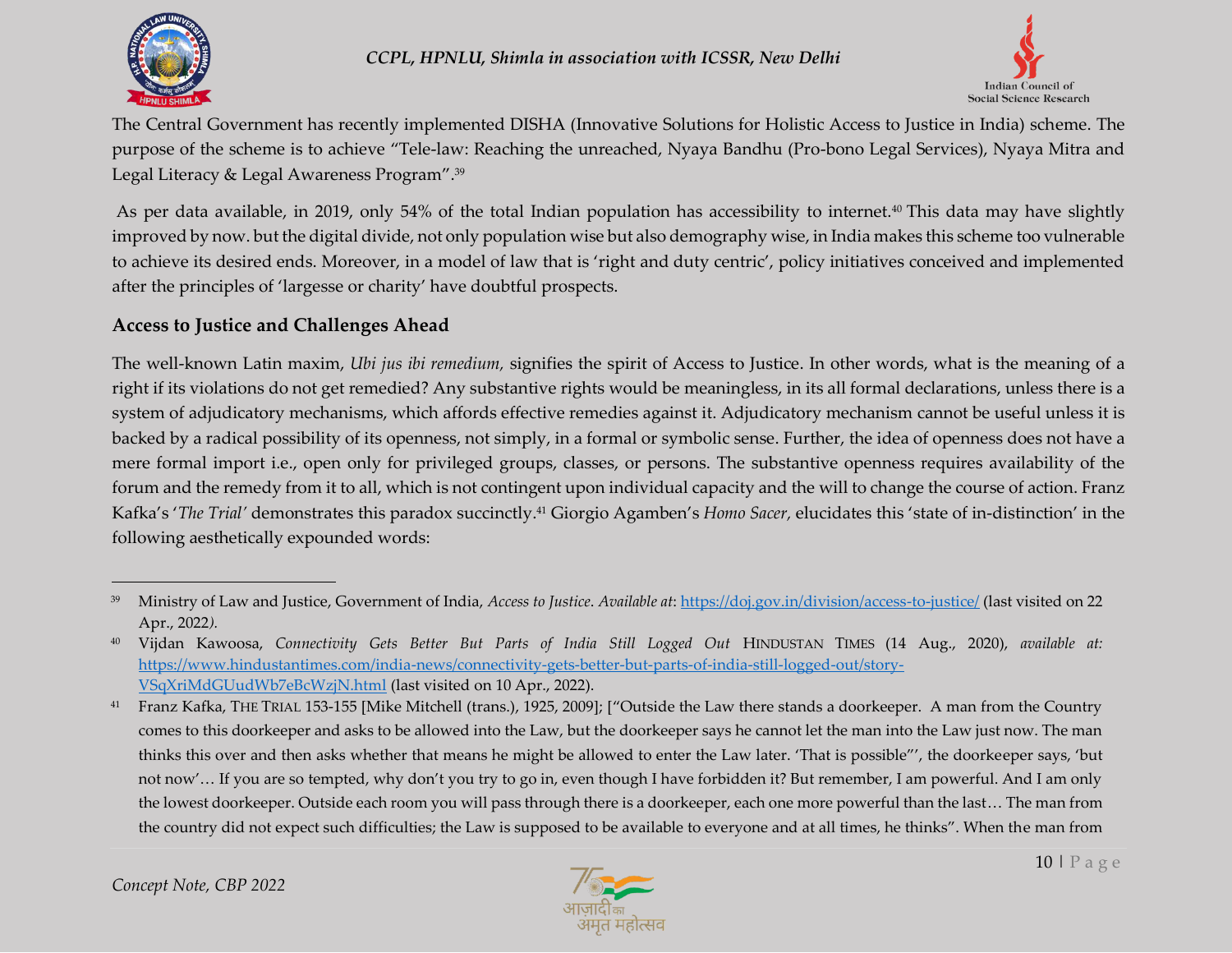The Central Government has recently implemented DISHA (Innovative Solutions for Holistic Access to Justice in India) scheme. The purpose of the scheme is to achieve "Tele-law: Reaching the unreached, Nyaya Bandhu (Pro-bono Legal Services), Nyaya Mitra and Legal Literacy & Legal Awareness Program".[39]

As per data available, in 2019, only 54% of the total Indian population has accessibility to internet.[40] This data may have slightly improved by now. but the digital divide, not only population wise but also demography wise, in India makes this scheme too vulnerable to achieve its desired ends. Moreover, in a model of law that is 'right and duty centric', policy initiatives conceived and implemented after the principles of 'largesse or charity' have doubtful prospects.

### Access to Justice and Challenges Ahead

The well-known Latin maxim, *Ubi jus ibi remedium,* signifies the spirit of Access to Justice. In other words, what is the meaning of a right if its violations do not get remedied? Any substantive rights would be meaningless, in its all formal declarations, unless there is a system of adjudicatory mechanisms, which affords effective remedies against it. Adjudicatory mechanism cannot be useful unless it is backed by a radical possibility of its openness, not simply, in a formal or symbolic sense. Further, the idea of openness does not have a mere formal import i.e., open only for privileged groups, classes, or persons. The substantive openness requires availability of the forum and the remedy from it to all, which is not contingent upon individual capacity and the will to change the course of action. Franz Kafka's '*The Trial'* demonstrates this paradox succinctly.[41] Giorgio Agamben's *Homo Sacer*, elucidates this 'state of in-distinction' in the following aesthetically expounded words:

---

[39] Ministry of Law and Justice, Government of India, *Access to Justice*. *Available at*: https://doj.gov.in/division/access-to-justice/ (last visited on 22 Apr., 2022*).*

[40] Vijdan Kawoosa, *Connectivity Gets Better But Parts of India Still Logged Out* HINDUSTAN TIMES (14 Aug., 2020), *available at:* https://www.hindustantimes.com/india-news/connectivity-gets-better-but-parts-of-india-still-logged-out/story-VSqXriMdGUudWb7eBcWzjN.html (last visited on 10 Apr., 2022).

[41] Franz Kafka, THE TRIAL 153-155 [Mike Mitchell (trans.), 1925, 2009]; ["Outside the Law there stands a doorkeeper. A man from the Country comes to this doorkeeper and asks to be allowed into the Law, but the doorkeeper says he cannot let the man into the Law just now. The man thinks this over and then asks whether that means he might be allowed to enter the Law later. 'That is possible"', the doorkeeper says, 'but not now'… If you are so tempted, why don't you try to go in, even though I have forbidden it? But remember, I am powerful. And I am only the lowest doorkeeper. Outside each room you will pass through there is a doorkeeper, each one more powerful than the last… The man from the country did not expect such difficulties; the Law is supposed to be available to everyone and at all times, he thinks". When the man from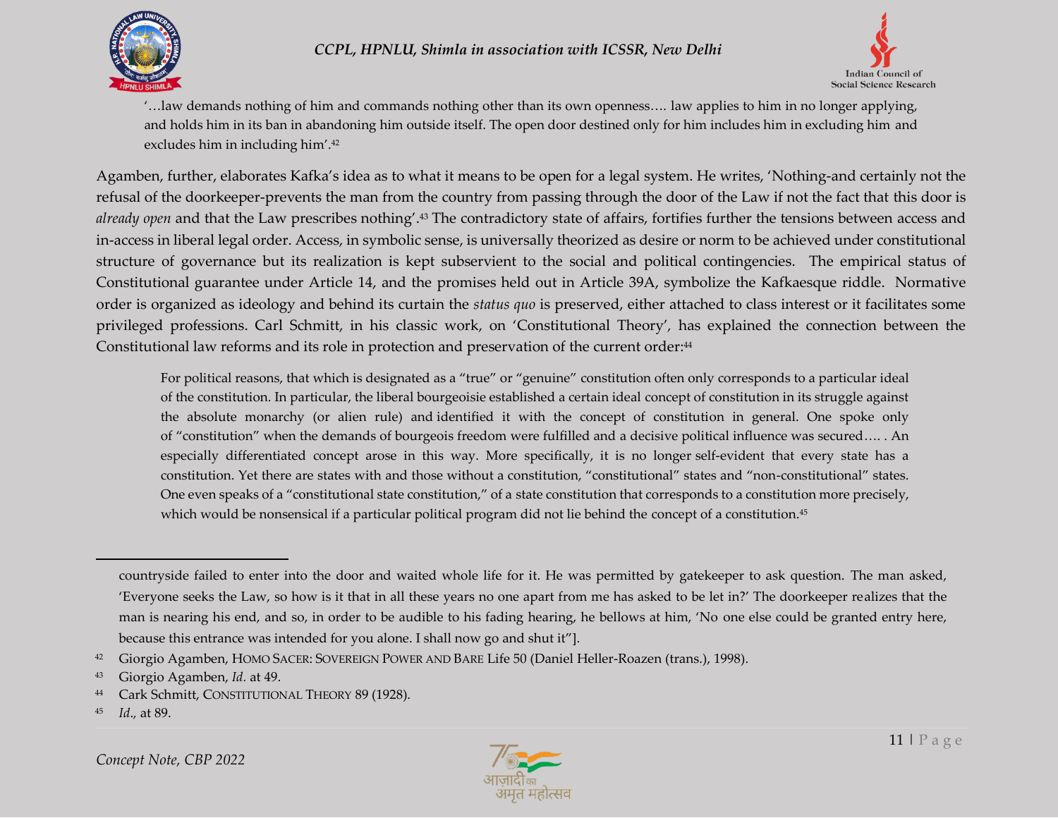> '…law demands nothing of him and commands nothing other than its own openness…. law applies to him in no longer applying, and holds him in its ban in abandoning him outside itself. The open door destined only for him includes him in excluding him and excludes him in including him'.[42]

Agamben, further, elaborates Kafka's idea as to what it means to be open for a legal system. He writes, 'Nothing-and certainly not the refusal of the doorkeeper-prevents the man from the country from passing through the door of the Law if not the fact that this door is *already open* and that the Law prescribes nothing'.[43] The contradictory state of affairs, fortifies further the tensions between access and in-access in liberal legal order. Access, in symbolic sense, is universally theorized as desire or norm to be achieved under constitutional structure of governance but its realization is kept subservient to the social and political contingencies. The empirical status of Constitutional guarantee under Article 14, and the promises held out in Article 39A, symbolize the Kafkaesque riddle. Normative order is organized as ideology and behind its curtain the *status quo* is preserved, either attached to class interest or it facilitates some privileged professions. Carl Schmitt, in his classic work, on 'Constitutional Theory', has explained the connection between the Constitutional law reforms and its role in protection and preservation of the current order:[44]

> For political reasons, that which is designated as a "true" or "genuine" constitution often only corresponds to a particular ideal of the constitution. In particular, the liberal bourgeoisie established a certain ideal concept of constitution in its struggle against the absolute monarchy (or alien rule) and identified it with the concept of constitution in general. One spoke only of "constitution" when the demands of bourgeois freedom were fulfilled and a decisive political influence was secured…. . An especially differentiated concept arose in this way. More specifically, it is no longer self-evident that every state has a constitution. Yet there are states with and those without a constitution, "constitutional" states and "non-constitutional" states. One even speaks of a "constitutional state constitution," of a state constitution that corresponds to a constitution more precisely, which would be nonsensical if a particular political program did not lie behind the concept of a constitution.[45]

---

countryside failed to enter into the door and waited whole life for it. He was permitted by gatekeeper to ask question. The man asked, 'Everyone seeks the Law, so how is it that in all these years no one apart from me has asked to be let in?' The doorkeeper realizes that the man is nearing his end, and so, in order to be audible to his fading hearing, he bellows at him, 'No one else could be granted entry here, because this entrance was intended for you alone. I shall now go and shut it"].

[42] Giorgio Agamben, HOMO SACER: SOVEREIGN POWER AND BARE Life 50 (Daniel Heller-Roazen (trans.), 1998).

[43] Giorgio Agamben, *Id*. at 49.

[44] Cark Schmitt, CONSTITUTIONAL THEORY 89 (1928).

[45] *Id*., at 89.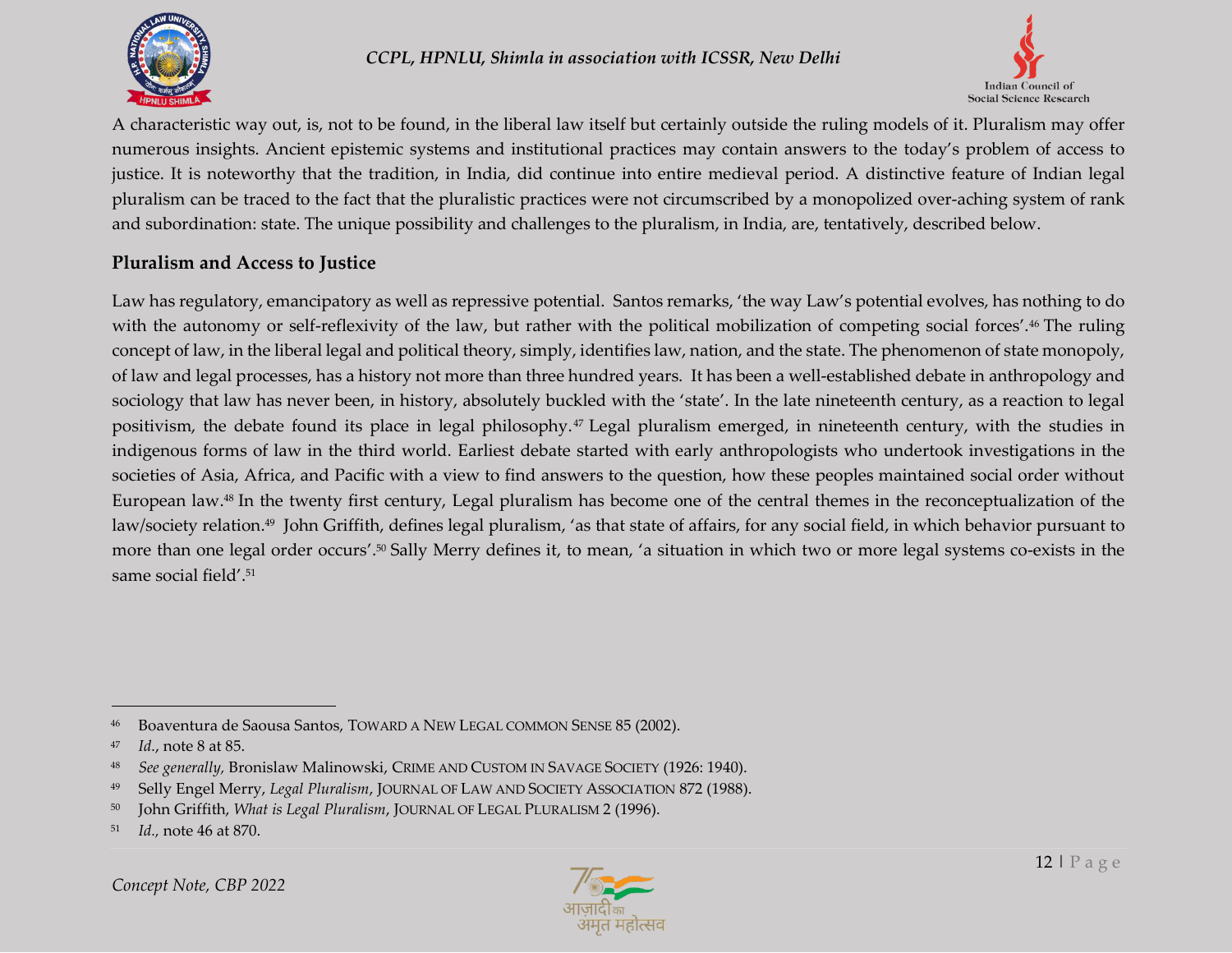A characteristic way out, is, not to be found, in the liberal law itself but certainly outside the ruling models of it. Pluralism may offer numerous insights. Ancient epistemic systems and institutional practices may contain answers to the today's problem of access to justice. It is noteworthy that the tradition, in India, did continue into entire medieval period. A distinctive feature of Indian legal pluralism can be traced to the fact that the pluralistic practices were not circumscribed by a monopolized over-aching system of rank and subordination: state. The unique possibility and challenges to the pluralism, in India, are, tentatively, described below.

## Pluralism and Access to Justice

Law has regulatory, emancipatory as well as repressive potential. Santos remarks, 'the way Law's potential evolves, has nothing to do with the autonomy or self-reflexivity of the law, but rather with the political mobilization of competing social forces'.[46] The ruling concept of law, in the liberal legal and political theory, simply, identifies law, nation, and the state. The phenomenon of state monopoly, of law and legal processes, has a history not more than three hundred years. It has been a well-established debate in anthropology and sociology that law has never been, in history, absolutely buckled with the 'state'. In the late nineteenth century, as a reaction to legal positivism, the debate found its place in legal philosophy.[47] Legal pluralism emerged, in nineteenth century, with the studies in indigenous forms of law in the third world. Earliest debate started with early anthropologists who undertook investigations in the societies of Asia, Africa, and Pacific with a view to find answers to the question, how these peoples maintained social order without European law.[48] In the twenty first century, Legal pluralism has become one of the central themes in the reconceptualization of the law/society relation.[49] John Griffith, defines legal pluralism, 'as that state of affairs, for any social field, in which behavior pursuant to more than one legal order occurs'.[50] Sally Merry defines it, to mean, 'a situation in which two or more legal systems co-exists in the same social field'.[51]

---

[46] Boaventura de Saousa Santos, TOWARD A NEW LEGAL COMMON SENSE 85 (2002).

[47] *Id.*, note 8 at 85.

[48] *See generally*, Bronislaw Malinowski, CRIME AND CUSTOM IN SAVAGE SOCIETY (1926: 1940).

[49] Selly Engel Merry, *Legal Pluralism*, JOURNAL OF LAW AND SOCIETY ASSOCIATION 872 (1988).

[50] John Griffith, *What is Legal Pluralism*, JOURNAL OF LEGAL PLURALISM 2 (1996).

[51] *Id.*, note 46 at 870.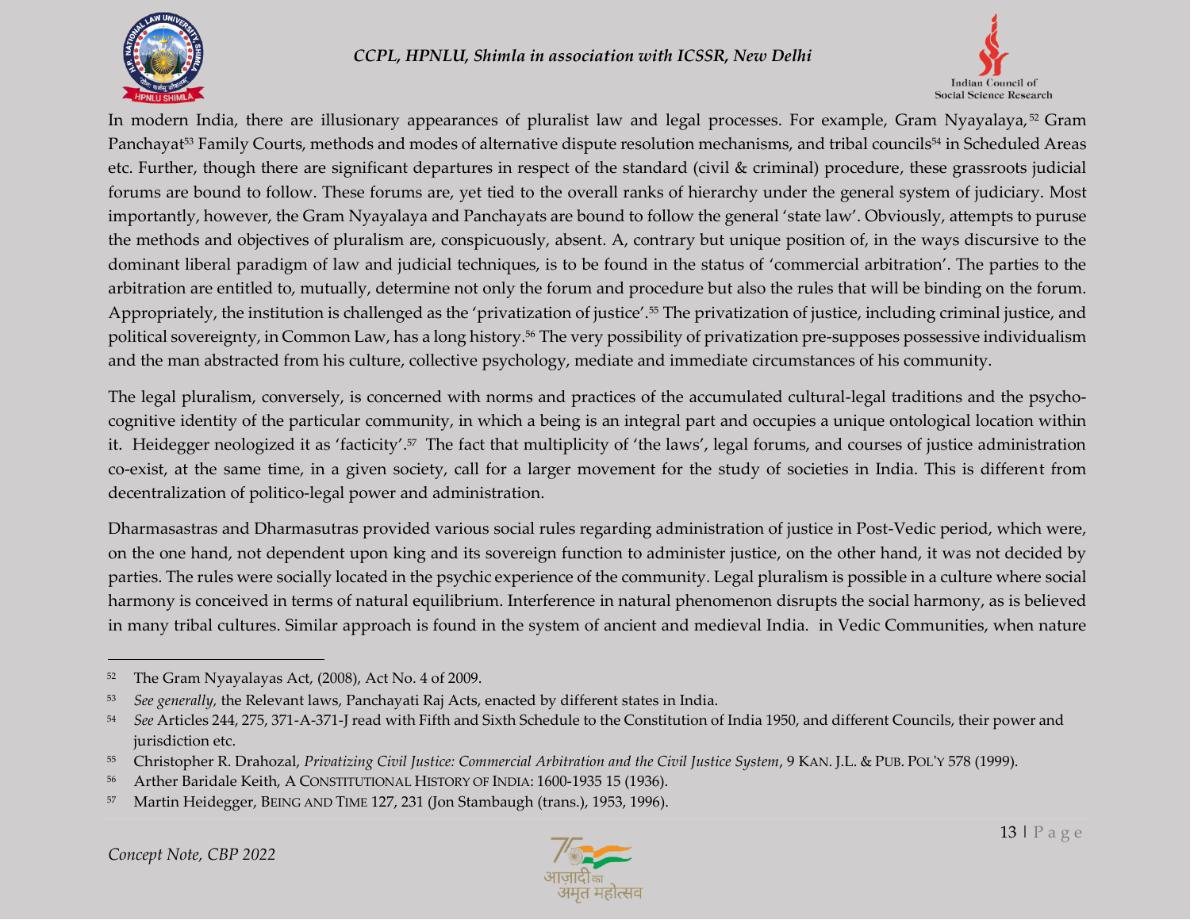In modern India, there are illusionary appearances of pluralist law and legal processes. For example, Gram Nyayalaya,[52] Gram Panchayat[53] Family Courts, methods and modes of alternative dispute resolution mechanisms, and tribal councils[54] in Scheduled Areas etc. Further, though there are significant departures in respect of the standard (civil & criminal) procedure, these grassroots judicial forums are bound to follow. These forums are, yet tied to the overall ranks of hierarchy under the general system of judiciary. Most importantly, however, the Gram Nyayalaya and Panchayats are bound to follow the general 'state law'. Obviously, attempts to puruse the methods and objectives of pluralism are, conspicuously, absent. A, contrary but unique position of, in the ways discursive to the dominant liberal paradigm of law and judicial techniques, is to be found in the status of 'commercial arbitration'. The parties to the arbitration are entitled to, mutually, determine not only the forum and procedure but also the rules that will be binding on the forum. Appropriately, the institution is challenged as the 'privatization of justice'.[55] The privatization of justice, including criminal justice, and political sovereignty, in Common Law, has a long history.[56] The very possibility of privatization pre-supposes possessive individualism and the man abstracted from his culture, collective psychology, mediate and immediate circumstances of his community.

The legal pluralism, conversely, is concerned with norms and practices of the accumulated cultural-legal traditions and the psycho-cognitive identity of the particular community, in which a being is an integral part and occupies a unique ontological location within it. Heidegger neologized it as 'facticity'.[57] The fact that multiplicity of 'the laws', legal forums, and courses of justice administration co-exist, at the same time, in a given society, call for a larger movement for the study of societies in India. This is different from decentralization of politico-legal power and administration.

Dharmasastras and Dharmasutras provided various social rules regarding administration of justice in Post-Vedic period, which were, on the one hand, not dependent upon king and its sovereign function to administer justice, on the other hand, it was not decided by parties. The rules were socially located in the psychic experience of the community. Legal pluralism is possible in a culture where social harmony is conceived in terms of natural equilibrium. Interference in natural phenomenon disrupts the social harmony, as is believed in many tribal cultures. Similar approach is found in the system of ancient and medieval India. in Vedic Communities, when nature

---

[52] The Gram Nyayalayas Act, (2008), Act No. 4 of 2009.

[53] *See generally,* the Relevant laws, Panchayati Raj Acts, enacted by different states in India.

[54] *See* Articles 244, 275, 371-A-371-J read with Fifth and Sixth Schedule to the Constitution of India 1950, and different Councils, their power and jurisdiction etc.

[55] Christopher R. Drahozal, *Privatizing Civil Justice: Commercial Arbitration and the Civil Justice System*, 9 KAN. J.L. & PUB. POL'Y 578 (1999).

[56] Arther Baridale Keith, A CONSTITUTIONAL HISTORY OF INDIA: 1600-1935 15 (1936).

[57] Martin Heidegger, BEING AND TIME 127, 231 (Jon Stambaugh (trans.), 1953, 1996).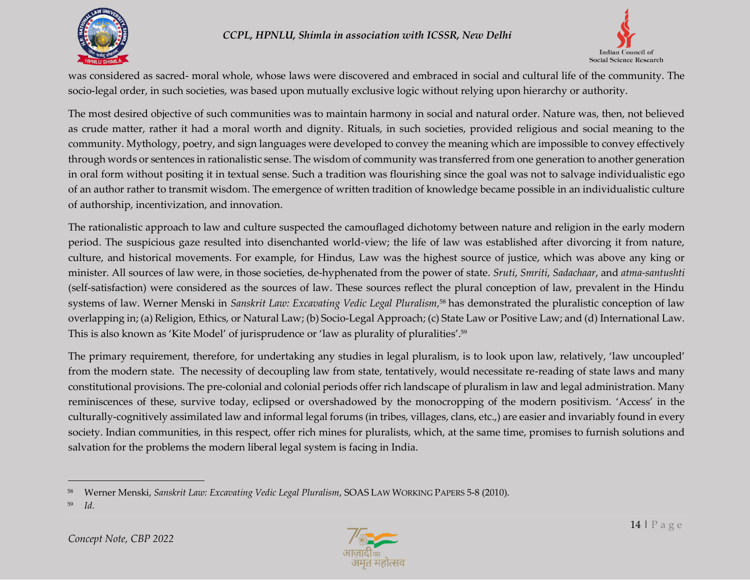was considered as sacred- moral whole, whose laws were discovered and embraced in social and cultural life of the community. The socio-legal order, in such societies, was based upon mutually exclusive logic without relying upon hierarchy or authority.

The most desired objective of such communities was to maintain harmony in social and natural order. Nature was, then, not believed as crude matter, rather it had a moral worth and dignity. Rituals, in such societies, provided religious and social meaning to the community. Mythology, poetry, and sign languages were developed to convey the meaning which are impossible to convey effectively through words or sentences in rationalistic sense. The wisdom of community was transferred from one generation to another generation in oral form without positing it in textual sense. Such a tradition was flourishing since the goal was not to salvage individualistic ego of an author rather to transmit wisdom. The emergence of written tradition of knowledge became possible in an individualistic culture of authorship, incentivization, and innovation.

The rationalistic approach to law and culture suspected the camouflaged dichotomy between nature and religion in the early modern period. The suspicious gaze resulted into disenchanted world-view; the life of law was established after divorcing it from nature, culture, and historical movements. For example, for Hindus, Law was the highest source of justice, which was above any king or minister. All sources of law were, in those societies, de-hyphenated from the power of state. *Sruti*, *Smriti*, *Sadachaar*, and *atma-santushti* (self-satisfaction) were considered as the sources of law. These sources reflect the plural conception of law, prevalent in the Hindu systems of law. Werner Menski in *Sanskrit Law: Excavating Vedic Legal Pluralism,*[58] has demonstrated the pluralistic conception of law overlapping in; (a) Religion, Ethics, or Natural Law; (b) Socio-Legal Approach; (c) State Law or Positive Law; and (d) International Law. This is also known as 'Kite Model' of jurisprudence or 'law as plurality of pluralities'.[59]

The primary requirement, therefore, for undertaking any studies in legal pluralism, is to look upon law, relatively, 'law uncoupled' from the modern state. The necessity of decoupling law from state, tentatively, would necessitate re-reading of state laws and many constitutional provisions. The pre-colonial and colonial periods offer rich landscape of pluralism in law and legal administration. Many reminiscences of these, survive today, eclipsed or overshadowed by the monocropping of the modern positivism. 'Access' in the culturally-cognitively assimilated law and informal legal forums (in tribes, villages, clans, etc.,) are easier and invariably found in every society. Indian communities, in this respect, offer rich mines for pluralists, which, at the same time, promises to furnish solutions and salvation for the problems the modern liberal legal system is facing in India.

---

[58] Werner Menski, *Sanskrit Law: Excavating Vedic Legal Pluralism*, SOAS LAW WORKING PAPERS 5-8 (2010).

[59] *Id.*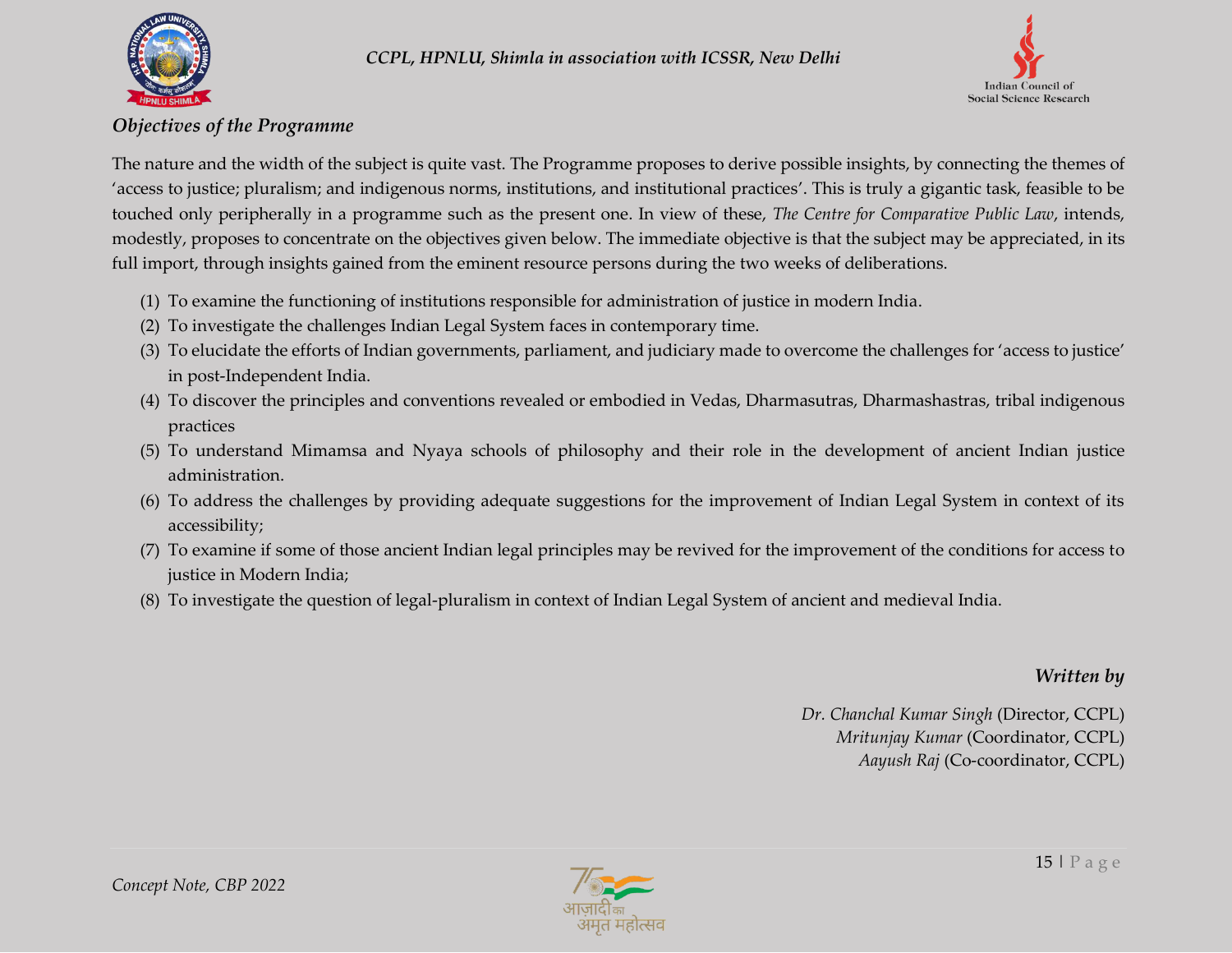### *Objectives of the Programme*

The nature and the width of the subject is quite vast. The Programme proposes to derive possible insights, by connecting the themes of 'access to justice; pluralism; and indigenous norms, institutions, and institutional practices'. This is truly a gigantic task, feasible to be touched only peripherally in a programme such as the present one. In view of these, *The Centre for Comparative Public Law*, intends, modestly, proposes to concentrate on the objectives given below. The immediate objective is that the subject may be appreciated, in its full import, through insights gained from the eminent resource persons during the two weeks of deliberations.

(1) To examine the functioning of institutions responsible for administration of justice in modern India.
(2) To investigate the challenges Indian Legal System faces in contemporary time.
(3) To elucidate the efforts of Indian governments, parliament, and judiciary made to overcome the challenges for 'access to justice' in post-Independent India.
(4) To discover the principles and conventions revealed or embodied in Vedas, Dharmasutras, Dharmashastras, tribal indigenous practices
(5) To understand Mimamsa and Nyaya schools of philosophy and their role in the development of ancient Indian justice administration.
(6) To address the challenges by providing adequate suggestions for the improvement of Indian Legal System in context of its accessibility;
(7) To examine if some of those ancient Indian legal principles may be revived for the improvement of the conditions for access to justice in Modern India;
(8) To investigate the question of legal-pluralism in context of Indian Legal System of ancient and medieval India.

***Written by***

*Dr. Chanchal Kumar Singh* (Director, CCPL)
*Mritunjay Kumar* (Coordinator, CCPL)
*Aayush Raj* (Co-coordinator, CCPL)